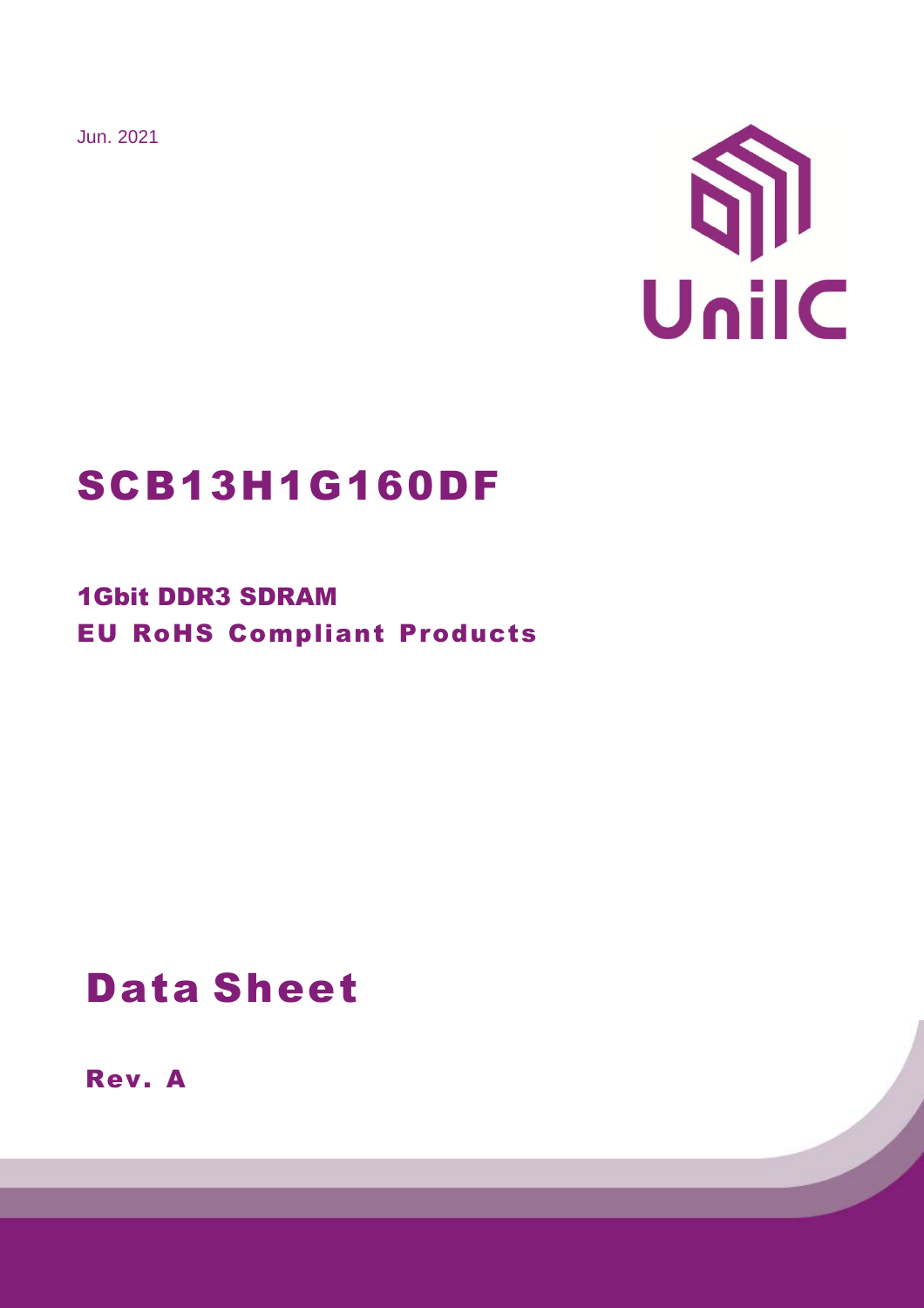Jun. 2021

UniIC

# SCB13H1G160DF

## 1Gbit DDR3 SDRAM
## EU RoHS Compliant Products

# Data Sheet

**Rev. A**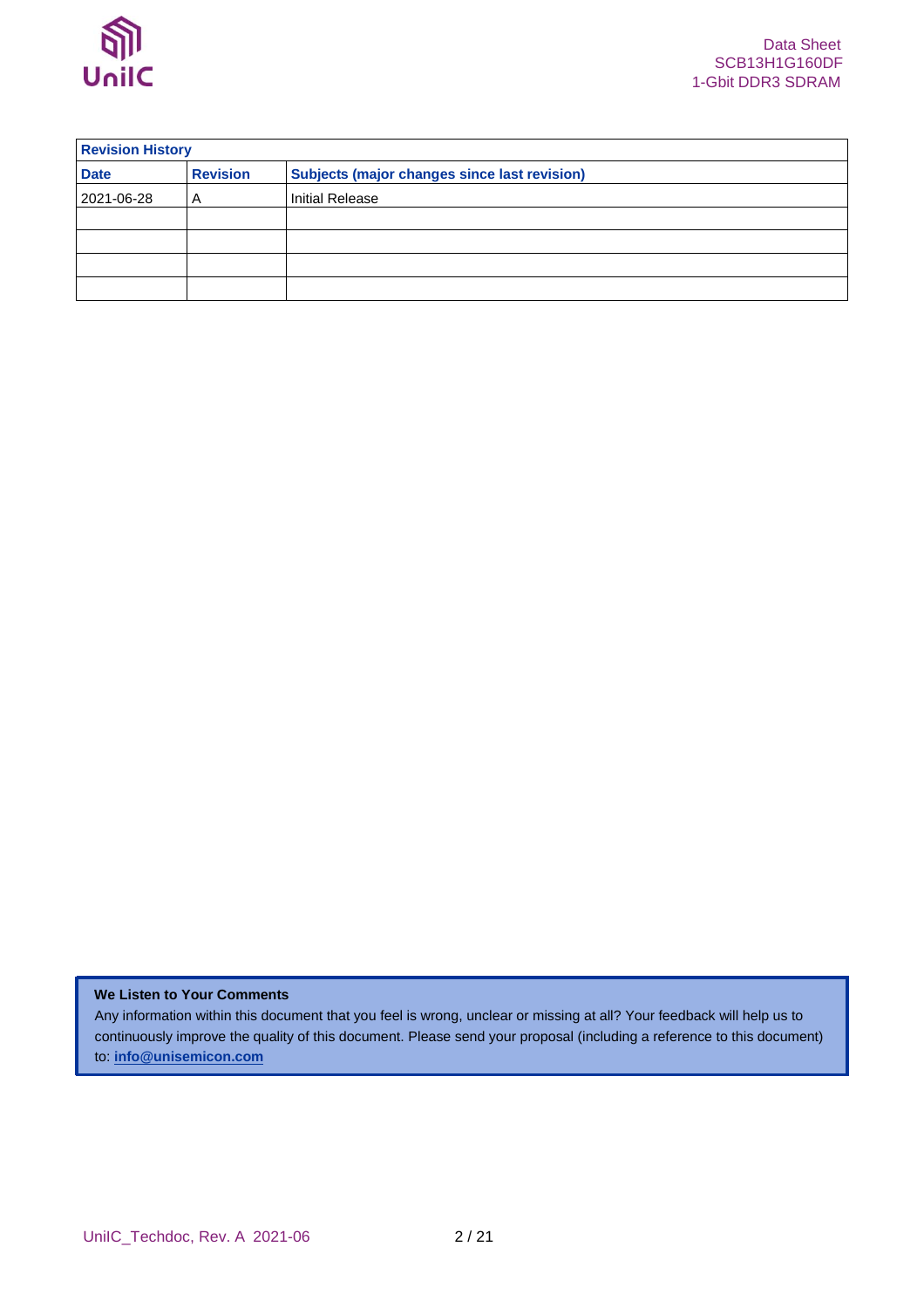| Revision History | | |
|---|---|---|
| **Date** | **Revision** | **Subjects (major changes since last revision)** |
| 2021-06-28 | A | Initial Release |
| | | |
| | | |
| | | |
| | | |

**We Listen to Your Comments**

Any information within this document that you feel is wrong, unclear or missing at all? Your feedback will help us to continuously improve the quality of this document. Please send your proposal (including a reference to this document) to: **info@unisemicon.com**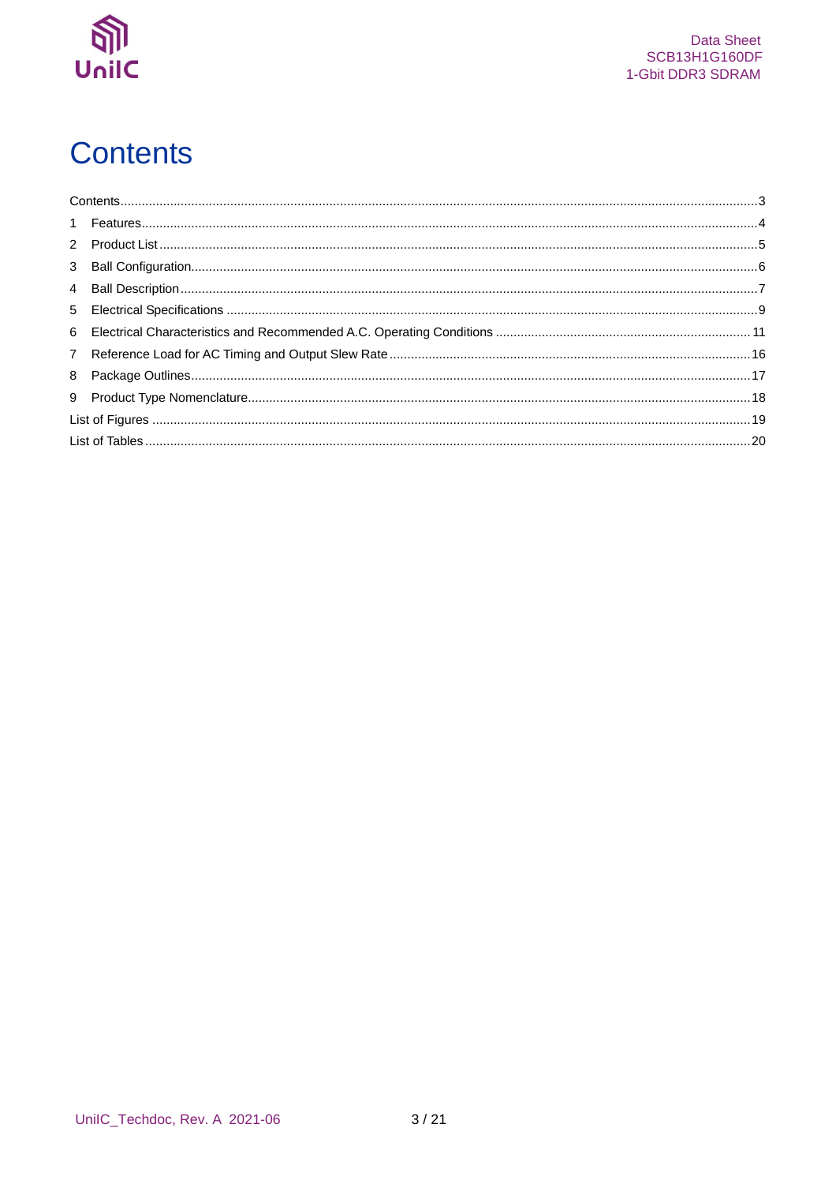# Contents

Contents ........................................................................................................................................................3

1 Features ......................................................................................................................................................4

2 Product List .................................................................................................................................................5

3 Ball Configuration........................................................................................................................................6

4 Ball Description ...........................................................................................................................................7

5 Electrical Specifications ..............................................................................................................................9

6 Electrical Characteristics and Recommended A.C. Operating Conditions ................................................ 11

7 Reference Load for AC Timing and Output Slew Rate ..............................................................................16

8 Package Outlines.......................................................................................................................................17

9 Product Type Nomenclature.......................................................................................................................18

List of Figures ................................................................................................................................................19

List of Tables ..................................................................................................................................................20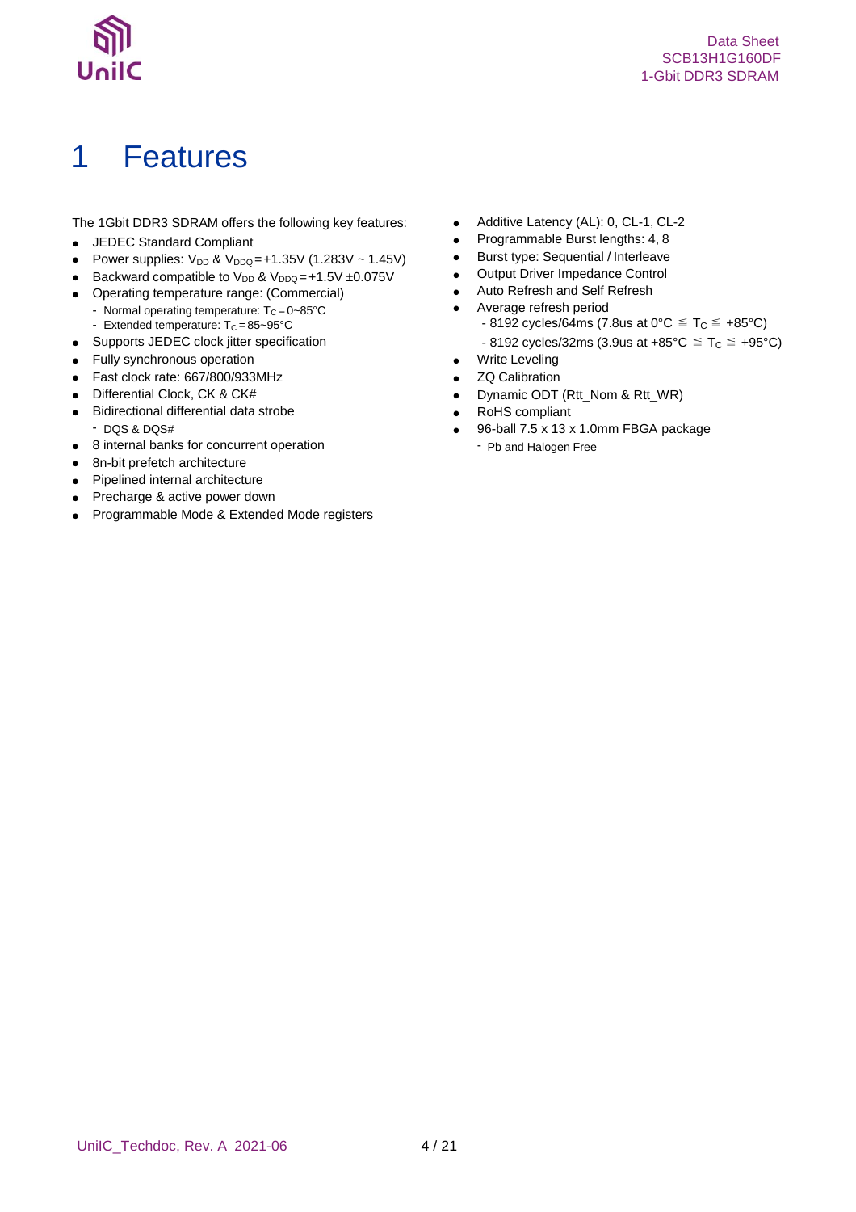# 1 Features

The 1Gbit DDR3 SDRAM offers the following key features:

- JEDEC Standard Compliant
- Power supplies: $V_{DD}$ & $V_{DDQ}$ = +1.35V (1.283V ~ 1.45V)
- Backward compatible to $V_{DD}$ & $V_{DDQ}$ = +1.5V ±0.075V
- Operating temperature range: (Commercial)
  - Normal operating temperature: $T_C$ = 0~85°C
  - Extended temperature: $T_C$ = 85~95°C
- Supports JEDEC clock jitter specification
- Fully synchronous operation
- Fast clock rate: 667/800/933MHz
- Differential Clock, CK & CK#
- Bidirectional differential data strobe
  - DQS & DQS#
- 8 internal banks for concurrent operation
- 8n-bit prefetch architecture
- Pipelined internal architecture
- Precharge & active power down
- Programmable Mode & Extended Mode registers
- Additive Latency (AL): 0, CL-1, CL-2
- Programmable Burst lengths: 4, 8
- Burst type: Sequential / Interleave
- Output Driver Impedance Control
- Auto Refresh and Self Refresh
- Average refresh period
  - 8192 cycles/64ms (7.8us at 0°C ≦ $T_C$ ≦ +85°C)
  - 8192 cycles/32ms (3.9us at +85°C ≦ $T_C$ ≦ +95°C)
- Write Leveling
- ZQ Calibration
- Dynamic ODT (Rtt_Nom & Rtt_WR)
- RoHS compliant
- 96-ball 7.5 x 13 x 1.0mm FBGA package
  - Pb and Halogen Free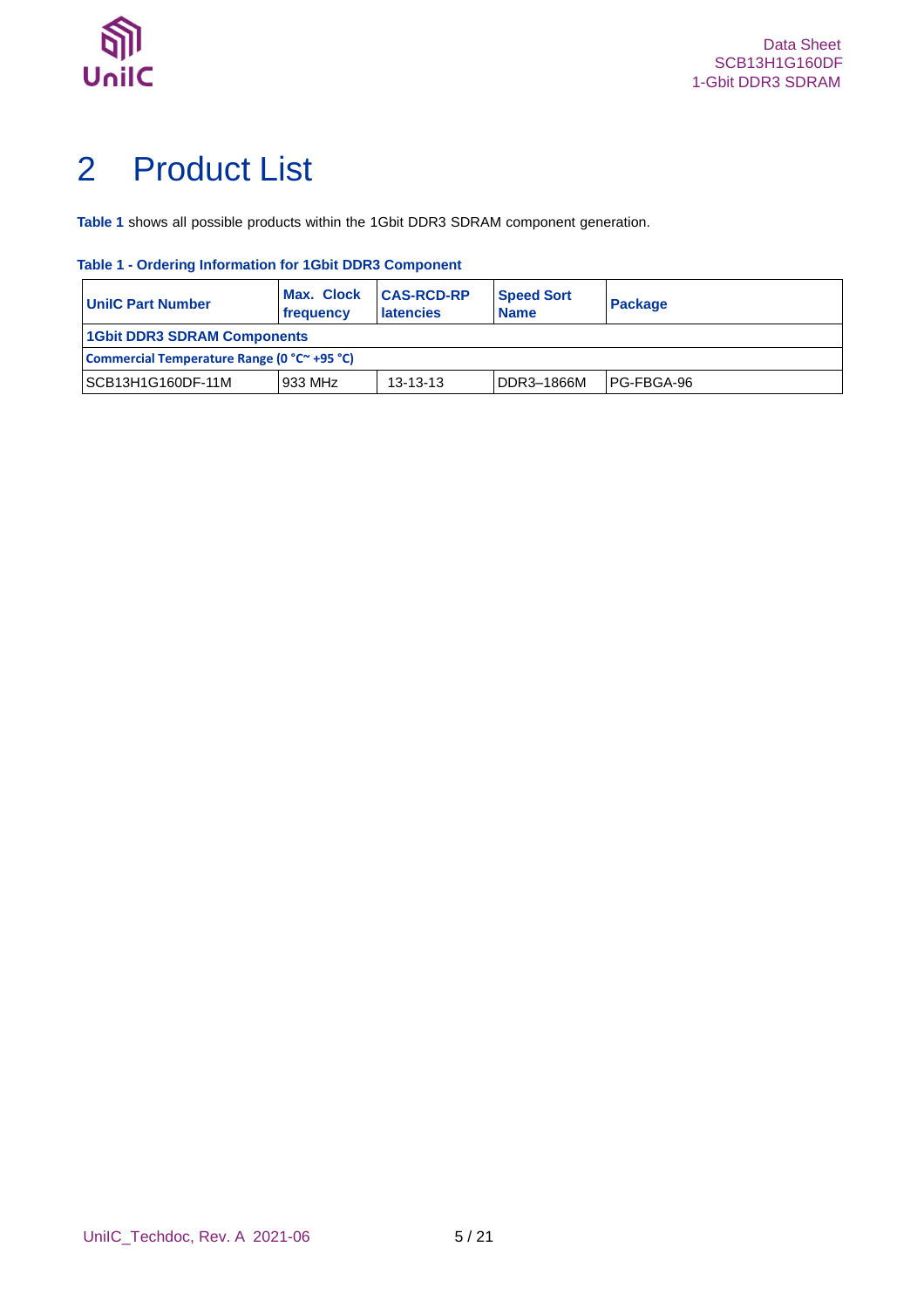# 2 Product List

**Table 1** shows all possible products within the 1Gbit DDR3 SDRAM component generation.

**Table 1 - Ordering Information for 1Gbit DDR3 Component**

| UniIC Part Number | Max. Clock frequency | CAS-RCD-RP latencies | Speed Sort Name | Package |
|---|---|---|---|---|
| **1Gbit DDR3 SDRAM Components** | | | | |
| **Commercial Temperature Range (0 °C~ +95 °C)** | | | | |
| SCB13H1G160DF-11M | 933 MHz | 13-13-13 | DDR3–1866M | PG-FBGA-96 |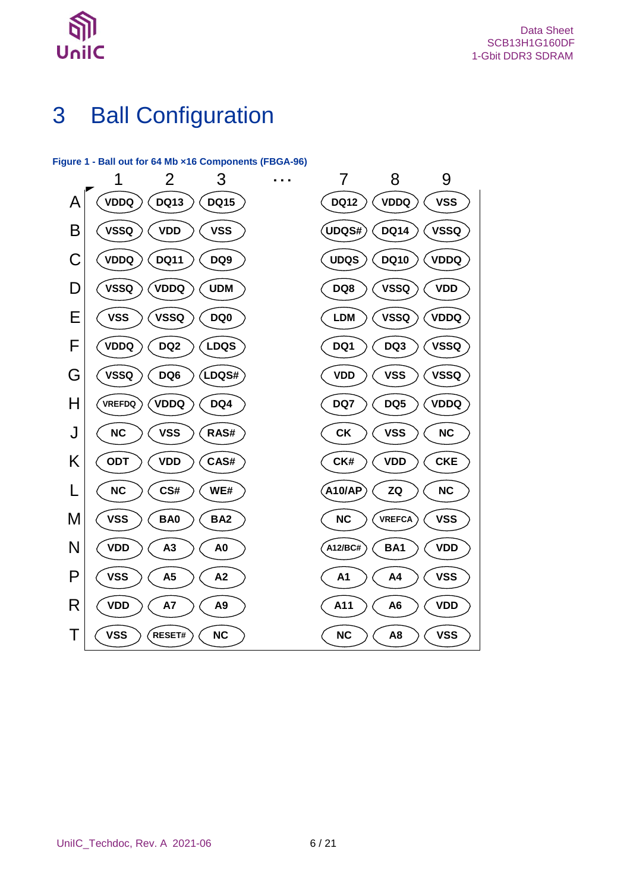# 3 Ball Configuration

**Figure 1 - Ball out for 64 Mb ×16 Components (FBGA-96)**

|   | 1 | 2 | 3 | ... | 7 | 8 | 9 |
|---|---|---|---|---|---|---|---|
| A | VDDQ | DQ13 | DQ15 | | DQ12 | VDDQ | VSS |
| B | VSSQ | VDD | VSS | | UDQS# | DQ14 | VSSQ |
| C | VDDQ | DQ11 | DQ9 | | UDQS | DQ10 | VDDQ |
| D | VSSQ | VDDQ | UDM | | DQ8 | VSSQ | VDD |
| E | VSS | VSSQ | DQ0 | | LDM | VSSQ | VDDQ |
| F | VDDQ | DQ2 | LDQS | | DQ1 | DQ3 | VSSQ |
| G | VSSQ | DQ6 | LDQS# | | VDD | VSS | VSSQ |
| H | VREFDQ | VDDQ | DQ4 | | DQ7 | DQ5 | VDDQ |
| J | NC | VSS | RAS# | | CK | VSS | NC |
| K | ODT | VDD | CAS# | | CK# | VDD | CKE |
| L | NC | CS# | WE# | | A10/AP | ZQ | NC |
| M | VSS | BA0 | BA2 | | NC | VREFCA | VSS |
| N | VDD | A3 | A0 | | A12/BC# | BA1 | VDD |
| P | VSS | A5 | A2 | | A1 | A4 | VSS |
| R | VDD | A7 | A9 | | A11 | A6 | VDD |
| T | VSS | RESET# | NC | | NC | A8 | VSS |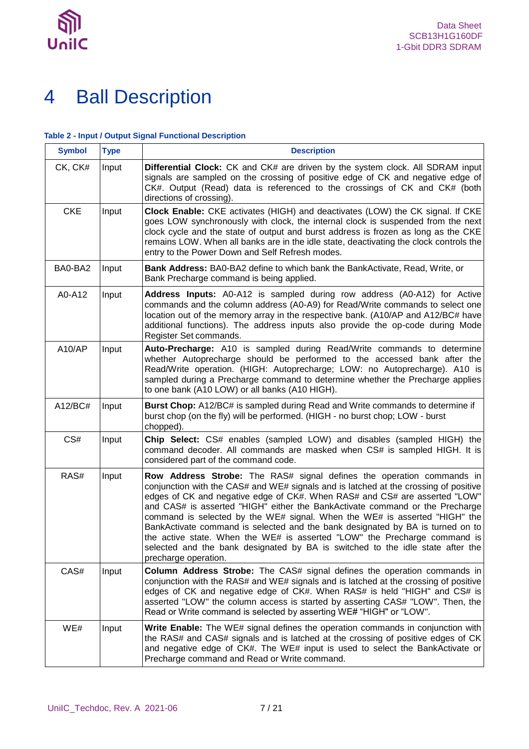# 4 Ball Description

**Table 2 - Input / Output Signal Functional Description**

| Symbol | Type | Description |
|---|---|---|
| CK, CK# | Input | **Differential Clock:** CK and CK# are driven by the system clock. All SDRAM input signals are sampled on the crossing of positive edge of CK and negative edge of CK#. Output (Read) data is referenced to the crossings of CK and CK# (both directions of crossing). |
| CKE | Input | **Clock Enable:** CKE activates (HIGH) and deactivates (LOW) the CK signal. If CKE goes LOW synchronously with clock, the internal clock is suspended from the next clock cycle and the state of output and burst address is frozen as long as the CKE remains LOW. When all banks are in the idle state, deactivating the clock controls the entry to the Power Down and Self Refresh modes. |
| BA0-BA2 | Input | **Bank Address:** BA0-BA2 define to which bank the BankActivate, Read, Write, or Bank Precharge command is being applied. |
| A0-A12 | Input | **Address Inputs:** A0-A12 is sampled during row address (A0-A12) for Active commands and the column address (A0-A9) for Read/Write commands to select one location out of the memory array in the respective bank. (A10/AP and A12/BC# have additional functions). The address inputs also provide the op-code during Mode Register Set commands. |
| A10/AP | Input | **Auto-Precharge:** A10 is sampled during Read/Write commands to determine whether Autoprecharge should be performed to the accessed bank after the Read/Write operation. (HIGH: Autoprecharge; LOW: no Autoprecharge). A10 is sampled during a Precharge command to determine whether the Precharge applies to one bank (A10 LOW) or all banks (A10 HIGH). |
| A12/BC# | Input | **Burst Chop:** A12/BC# is sampled during Read and Write commands to determine if burst chop (on the fly) will be performed. (HIGH - no burst chop; LOW - burst chopped). |
| CS# | Input | **Chip Select:** CS# enables (sampled LOW) and disables (sampled HIGH) the command decoder. All commands are masked when CS# is sampled HIGH. It is considered part of the command code. |
| RAS# | Input | **Row Address Strobe:** The RAS# signal defines the operation commands in conjunction with the CAS# and WE# signals and is latched at the crossing of positive edges of CK and negative edge of CK#. When RAS# and CS# are asserted "LOW" and CAS# is asserted "HIGH" either the BankActivate command or the Precharge command is selected by the WE# signal. When the WE# is asserted "HIGH" the BankActivate command is selected and the bank designated by BA is turned on to the active state. When the WE# is asserted "LOW" the Precharge command is selected and the bank designated by BA is switched to the idle state after the precharge operation. |
| CAS# | Input | **Column Address Strobe:** The CAS# signal defines the operation commands in conjunction with the RAS# and WE# signals and is latched at the crossing of positive edges of CK and negative edge of CK#. When RAS# is held "HIGH" and CS# is asserted "LOW" the column access is started by asserting CAS# "LOW". Then, the Read or Write command is selected by asserting WE# "HIGH" or "LOW". |
| WE# | Input | **Write Enable:** The WE# signal defines the operation commands in conjunction with the RAS# and CAS# signals and is latched at the crossing of positive edges of CK and negative edge of CK#. The WE# input is used to select the BankActivate or Precharge command and Read or Write command. |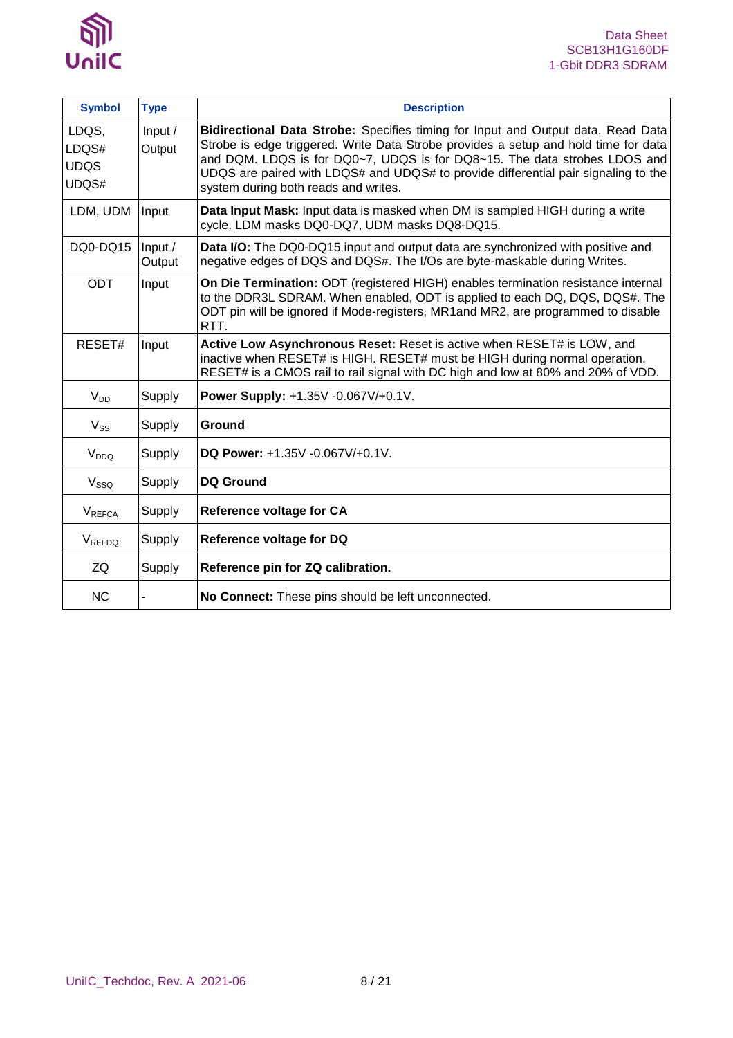| Symbol | Type | Description |
|---|---|---|
| LDQS, LDQS# UDQS UDQS# | Input / Output | **Bidirectional Data Strobe:** Specifies timing for Input and Output data. Read Data Strobe is edge triggered. Write Data Strobe provides a setup and hold time for data and DQM. LDQS is for DQ0~7, UDQS is for DQ8~15. The data strobes LDOS and UDQS are paired with LDQS# and UDQS# to provide differential pair signaling to the system during both reads and writes. |
| LDM, UDM | Input | **Data Input Mask:** Input data is masked when DM is sampled HIGH during a write cycle. LDM masks DQ0-DQ7, UDM masks DQ8-DQ15. |
| DQ0-DQ15 | Input / Output | **Data I/O:** The DQ0-DQ15 input and output data are synchronized with positive and negative edges of DQS and DQS#. The I/Os are byte-maskable during Writes. |
| ODT | Input | **On Die Termination:** ODT (registered HIGH) enables termination resistance internal to the DDR3L SDRAM. When enabled, ODT is applied to each DQ, DQS, DQS#. The ODT pin will be ignored if Mode-registers, MR1and MR2, are programmed to disable RTT. |
| RESET# | Input | **Active Low Asynchronous Reset:** Reset is active when RESET# is LOW, and inactive when RESET# is HIGH. RESET# must be HIGH during normal operation. RESET# is a CMOS rail to rail signal with DC high and low at 80% and 20% of VDD. |
| $V_{DD}$ | Supply | **Power Supply:** +1.35V -0.067V/+0.1V. |
| $V_{SS}$ | Supply | **Ground** |
| $V_{DDQ}$ | Supply | **DQ Power:** +1.35V -0.067V/+0.1V. |
| $V_{SSQ}$ | Supply | **DQ Ground** |
| $V_{REFCA}$ | Supply | **Reference voltage for CA** |
| $V_{REFDQ}$ | Supply | **Reference voltage for DQ** |
| ZQ | Supply | **Reference pin for ZQ calibration.** |
| NC | - | **No Connect:** These pins should be left unconnected. |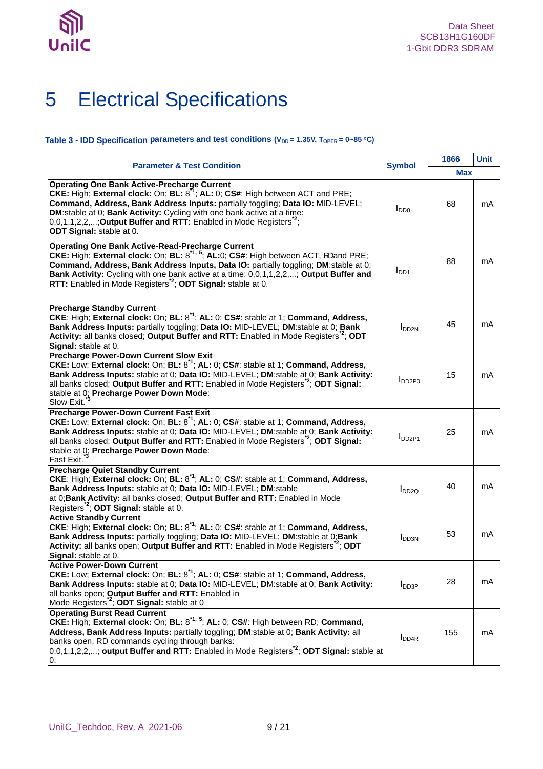# 5 Electrical Specifications

**Table 3 - IDD Specification parameters and test conditions ($V_{DD}$ = 1.35V, $T_{OPER}$ = 0~85 °C)**

| Parameter & Test Condition | Symbol | 1866 | Unit |
|---|---|---|---|
| | | Max | |
| **Operating One Bank Active-Precharge Current** **CKE:** High; **External clock:** On; **BL:** 8[*1]; **AL:** 0; **CS#**: High between ACT and PRE; **Command, Address, Bank Address Inputs:** partially toggling; **Data IO:** MID-LEVEL; **DM**:stable at 0; **Bank Activity:** Cycling with one bank active at a time: 0,0,1,1,2,2,...;**Output Buffer and RTT:** Enabled in Mode Registers[*2]; **ODT Signal:** stable at 0. | $I_{DD0}$ | 68 | mA |
| **Operating One Bank Active-Read-Precharge Current** **CKE:** High; **External clock:** On; **BL:** 8[*1, 5]; **AL:**0; **CS#**: High between ACT, RDand PRE; **Command, Address, Bank Address Inputs, Data IO:** partially toggling; **DM**:stable at 0; **Bank Activity:** Cycling with one bank active at a time: 0,0,1,1,2,2,...; **Output Buffer and RTT:** Enabled in Mode Registers[*2]; **ODT Signal:** stable at 0. | $I_{DD1}$ | 88 | mA |
| **Precharge Standby Current** **CKE**: High; **External clock:** On; **BL:** 8[*1]; **AL:** 0; **CS#**: stable at 1; **Command, Address, Bank Address Inputs:** partially toggling; **Data IO:** MID-LEVEL; **DM**:stable at 0; **Bank Activity:** all banks closed; **Output Buffer and RTT:** Enabled in Mode Registers[*2]; **ODT Signal:** stable at 0. | $I_{DD2N}$ | 45 | mA |
| **Precharge Power-Down Current Slow Exit** **CKE:** Low; **External clock:** On; **BL:** 8[*1]; **AL:** 0; **CS#**: stable at 1; **Command, Address, Bank Address Inputs:** stable at 0; **Data IO:** MID-LEVEL; **DM**:stable at 0; **Bank Activity:** all banks closed; **Output Buffer and RTT:** Enabled in Mode Registers[*2]; **ODT Signal:** stable at 0; **Precharge Power Down Mode**: Slow Exit.[*3] | $I_{DD2P0}$ | 15 | mA |
| **Precharge Power-Down Current Fast Exit** **CKE:** Low; **External clock:** On; **BL:** 8[*1]; **AL:** 0; **CS#**: stable at 1; **Command, Address, Bank Address Inputs:** stable at 0; **Data IO:** MID-LEVEL; **DM**:stable at 0; **Bank Activity:** all banks closed; **Output Buffer and RTT:** Enabled in Mode Registers[*2]; **ODT Signal:** stable at 0; **Precharge Power Down Mode**: Fast Exit.[*3] | $I_{DD2P1}$ | 25 | mA |
| **Precharge Quiet Standby Current** **CKE**: High; **External clock:** On; **BL:** 8[*1]; **AL:** 0; **CS#**: stable at 1; **Command, Address, Bank Address Inputs:** stable at 0; **Data IO:** MID-LEVEL; **DM**:stable at 0;**Bank Activity:** all banks closed; **Output Buffer and RTT:** Enabled in Mode Registers[*2]; **ODT Signal:** stable at 0. | $I_{DD2Q}$ | 40 | mA |
| **Active Standby Current** **CKE**: High; **External clock:** On; **BL:** 8[*1]; **AL:** 0; **CS#**: stable at 1; **Command, Address, Bank Address Inputs:** partially toggling; **Data IO:** MID-LEVEL; **DM**:stable at 0; **Bank Activity:** all banks open; **Output Buffer and RTT:** Enabled in Mode Registers[*2]; **ODT Signal:** stable at 0. | $I_{DD3N}$ | 53 | mA |
| **Active Power-Down Current** **CKE:** Low; **External clock:** On; **BL:** 8[*1]; **AL:** 0; **CS#**: stable at 1; **Command, Address, Bank Address Inputs:** stable at 0; **Data IO:** MID-LEVEL; **DM**:stable at 0; **Bank Activity:** all banks open; **Output Buffer and RTT:** Enabled in Mode Registers[*2]; **ODT Signal:** stable at 0 | $I_{DD3P}$ | 28 | mA |
| **Operating Burst Read Current** **CKE:** High; **External clock:** On; **BL:** 8[*1, 5]; **AL:** 0; **CS#**: High between RD; **Command, Address, Bank Address Inputs:** partially toggling; **DM**:stable at 0; **Bank Activity:** all banks open, RD commands cycling through banks: 0,0,1,1,2,2,...; **output Buffer and RTT:** Enabled in Mode Registers[*2]; **ODT Signal:** stable at 0. | $I_{DD4R}$ | 155 | mA |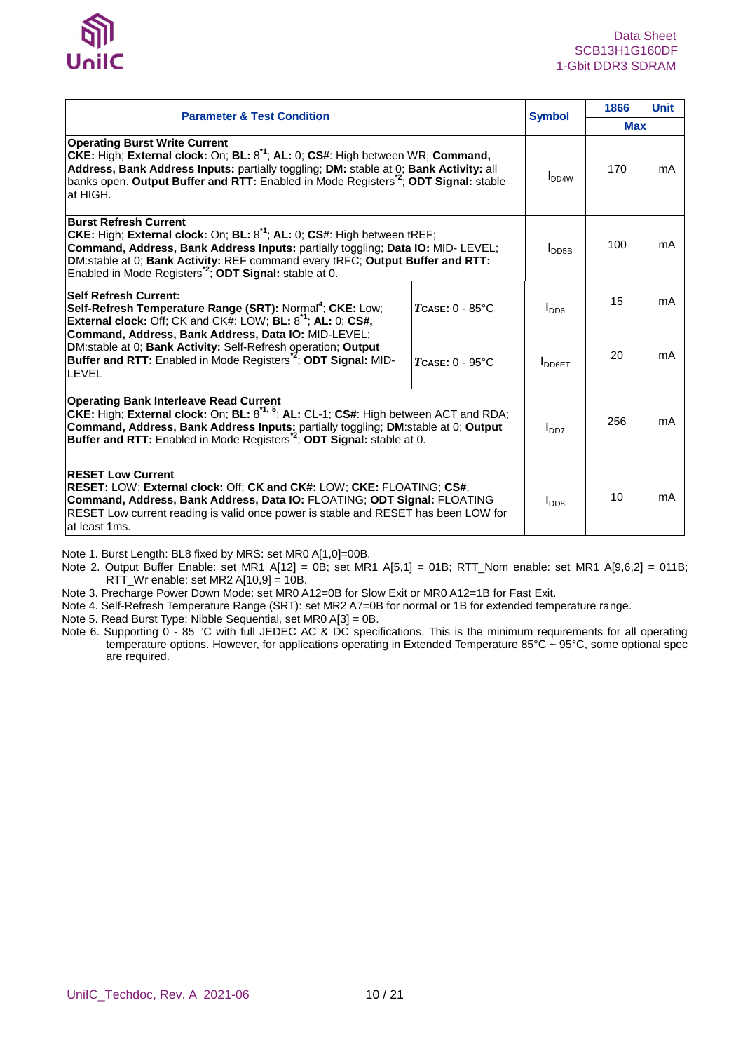| Parameter & Test Condition | | Symbol | 1866 | Unit |
|---|---|---|---|---|
| | | | Max | |
| **Operating Burst Write Current** **CKE:** High; **External clock:** On; **BL:** 8[*1]; **AL:** 0; **CS#**: High between WR; **Command, Address, Bank Address Inputs:** partially toggling; **DM:** stable at 0; **Bank Activity:** all banks open. **Output Buffer and RTT:** Enabled in Mode Registers[*2]; **ODT Signal:** stable at HIGH. | | $I_{DD4W}$ | 170 | mA |
| **Burst Refresh Current** **CKE:** High; **External clock:** On; **BL:** 8[*1]; **AL:** 0; **CS#**: High between tREF; **Command, Address, Bank Address Inputs:** partially toggling; **Data IO:** MID- LEVEL; **DM**:stable at 0; **Bank Activity:** REF command every tRFC; **Output Buffer and RTT:** Enabled in Mode Registers[*2]; **ODT Signal:** stable at 0. | | $I_{DD5B}$ | 100 | mA |
| **Self Refresh Current:** **Self-Refresh Temperature Range (SRT):** Normal[4]; **CKE:** Low; **External clock:** Off; CK and CK#: LOW; **BL:** 8[*1]; **AL:** 0; **CS#, Command, Address, Bank Address, Data IO:** MID-LEVEL; **DM**:stable at 0; **Bank Activity:** Self-Refresh operation; **Output Buffer and RTT:** Enabled in Mode Registers[*2]; **ODT Signal:** MID-LEVEL | *T*CASE: 0 - 85°C | $I_{DD6}$ | 15 | mA |
| | *T*CASE: 0 - 95°C | $I_{DD6ET}$ | 20 | mA |
| **Operating Bank Interleave Read Current** **CKE:** High; **External clock:** On; **BL:** 8[*1, 5]; **AL:** CL-1; **CS#**: High between ACT and RDA; **Command, Address, Bank Address Inputs:** partially toggling; **DM**:stable at 0; **Output Buffer and RTT:** Enabled in Mode Registers[*2]; **ODT Signal:** stable at 0. | | $I_{DD7}$ | 256 | mA |
| **RESET Low Current** **RESET:** LOW; **External clock:** Off; **CK and CK#:** LOW; **CKE:** FLOATING; **CS#, Command, Address, Bank Address, Data IO:** FLOATING; **ODT Signal:** FLOATING RESET Low current reading is valid once power is stable and RESET has been LOW for at least 1ms. | | $I_{DD8}$ | 10 | mA |

Note 1. Burst Length: BL8 fixed by MRS: set MR0 A[1,0]=00B.

Note 2. Output Buffer Enable: set MR1 A[12] = 0B; set MR1 A[5,1] = 01B; RTT_Nom enable: set MR1 A[9,6,2] = 011B; RTT_Wr enable: set MR2 A[10,9] = 10B.

Note 3. Precharge Power Down Mode: set MR0 A12=0B for Slow Exit or MR0 A12=1B for Fast Exit.

Note 4. Self-Refresh Temperature Range (SRT): set MR2 A7=0B for normal or 1B for extended temperature range.

Note 5. Read Burst Type: Nibble Sequential, set MR0 A[3] = 0B.

Note 6. Supporting 0 - 85 °C with full JEDEC AC & DC specifications. This is the minimum requirements for all operating temperature options. However, for applications operating in Extended Temperature 85°C ~ 95°C, some optional spec are required.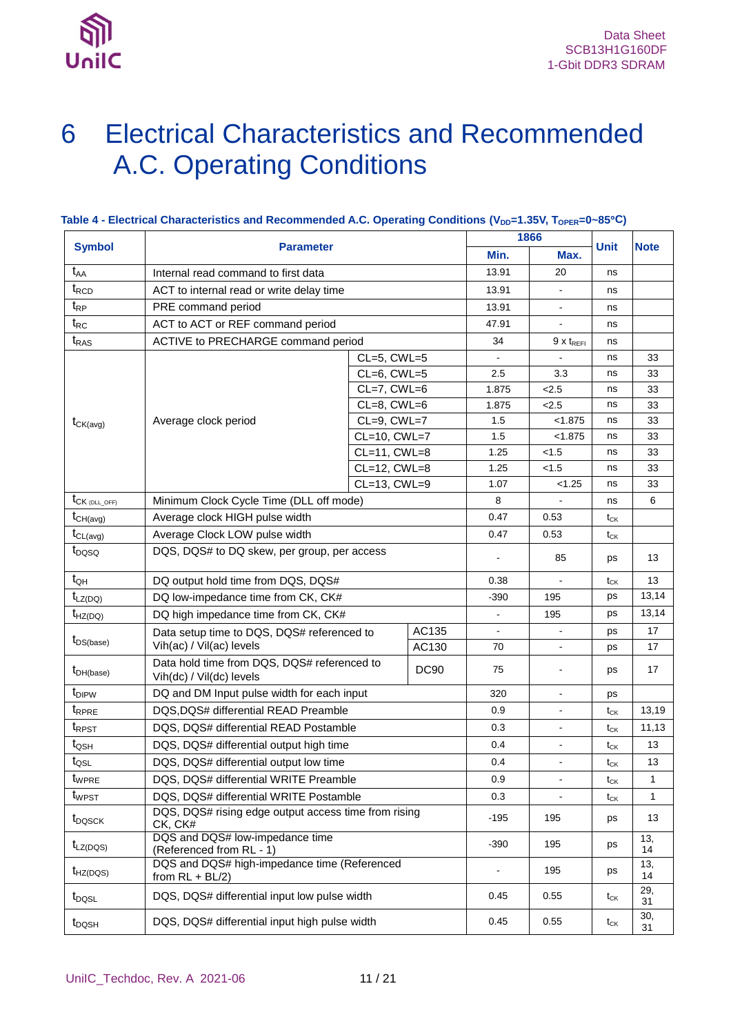# 6 Electrical Characteristics and Recommended A.C. Operating Conditions

**Table 4 - Electrical Characteristics and Recommended A.C. Operating Conditions ($V_{DD}$=1.35V, $T_{OPER}$=0~85°C)**

| Symbol | Parameter | | 1866 Min. | 1866 Max. | Unit | Note |
|---|---|---|---|---|---|---|
| $t_{AA}$ | Internal read command to first data | | 13.91 | 20 | ns | |
| $t_{RCD}$ | ACT to internal read or write delay time | | 13.91 | - | ns | |
| $t_{RP}$ | PRE command period | | 13.91 | - | ns | |
| $t_{RC}$ | ACT to ACT or REF command period | | 47.91 | - | ns | |
| $t_{RAS}$ | ACTIVE to PRECHARGE command period | | 34 | 9 x $t_{REFI}$ | ns | |
| $t_{CK(avg)}$ | Average clock period | CL=5, CWL=5 | - | - | ns | 33 |
| | | CL=6, CWL=5 | 2.5 | 3.3 | ns | 33 |
| | | CL=7, CWL=6 | 1.875 | <2.5 | ns | 33 |
| | | CL=8, CWL=6 | 1.875 | <2.5 | ns | 33 |
| | | CL=9, CWL=7 | 1.5 | <1.875 | ns | 33 |
| | | CL=10, CWL=7 | 1.5 | <1.875 | ns | 33 |
| | | CL=11, CWL=8 | 1.25 | <1.5 | ns | 33 |
| | | CL=12, CWL=8 | 1.25 | <1.5 | ns | 33 |
| | | CL=13, CWL=9 | 1.07 | <1.25 | ns | 33 |
| $t_{CK\ (DLL\_OFF)}$ | Minimum Clock Cycle Time (DLL off mode) | | 8 | - | ns | 6 |
| $t_{CH(avg)}$ | Average clock HIGH pulse width | | 0.47 | 0.53 | $t_{CK}$ | |
| $t_{CL(avg)}$ | Average Clock LOW pulse width | | 0.47 | 0.53 | $t_{CK}$ | |
| $t_{DQSQ}$ | DQS, DQS# to DQ skew, per group, per access | | - | 85 | ps | 13 |
| $t_{QH}$ | DQ output hold time from DQS, DQS# | | 0.38 | - | $t_{CK}$ | 13 |
| $t_{LZ(DQ)}$ | DQ low-impedance time from CK, CK# | | -390 | 195 | ps | 13,14 |
| $t_{HZ(DQ)}$ | DQ high impedance time from CK, CK# | | - | 195 | ps | 13,14 |
| $t_{DS(base)}$ | Data setup time to DQS, DQS# referenced to Vih(ac) / Vil(ac) levels | AC135 | - | - | ps | 17 |
| | | AC130 | 70 | - | ps | 17 |
| $t_{DH(base)}$ | Data hold time from DQS, DQS# referenced to Vih(dc) / Vil(dc) levels | DC90 | 75 | - | ps | 17 |
| $t_{DIPW}$ | DQ and DM Input pulse width for each input | | 320 | - | ps | |
| $t_{RPRE}$ | DQS,DQS# differential READ Preamble | | 0.9 | - | $t_{CK}$ | 13,19 |
| $t_{RPST}$ | DQS, DQS# differential READ Postamble | | 0.3 | - | $t_{CK}$ | 11,13 |
| $t_{QSH}$ | DQS, DQS# differential output high time | | 0.4 | - | $t_{CK}$ | 13 |
| $t_{QSL}$ | DQS, DQS# differential output low time | | 0.4 | - | $t_{CK}$ | 13 |
| $t_{WPRE}$ | DQS, DQS# differential WRITE Preamble | | 0.9 | - | $t_{CK}$ | 1 |
| $t_{WPST}$ | DQS, DQS# differential WRITE Postamble | | 0.3 | - | $t_{CK}$ | 1 |
| $t_{DQSCK}$ | DQS, DQS# rising edge output access time from rising CK, CK# | | -195 | 195 | ps | 13 |
| $t_{LZ(DQS)}$ | DQS and DQS# low-impedance time (Referenced from RL - 1) | | -390 | 195 | ps | 13, 14 |
| $t_{HZ(DQS)}$ | DQS and DQS# high-impedance time (Referenced from RL + BL/2) | | - | 195 | ps | 13, 14 |
| $t_{DQSL}$ | DQS, DQS# differential input low pulse width | | 0.45 | 0.55 | $t_{CK}$ | 29, 31 |
| $t_{DQSH}$ | DQS, DQS# differential input high pulse width | | 0.45 | 0.55 | $t_{CK}$ | 30, 31 |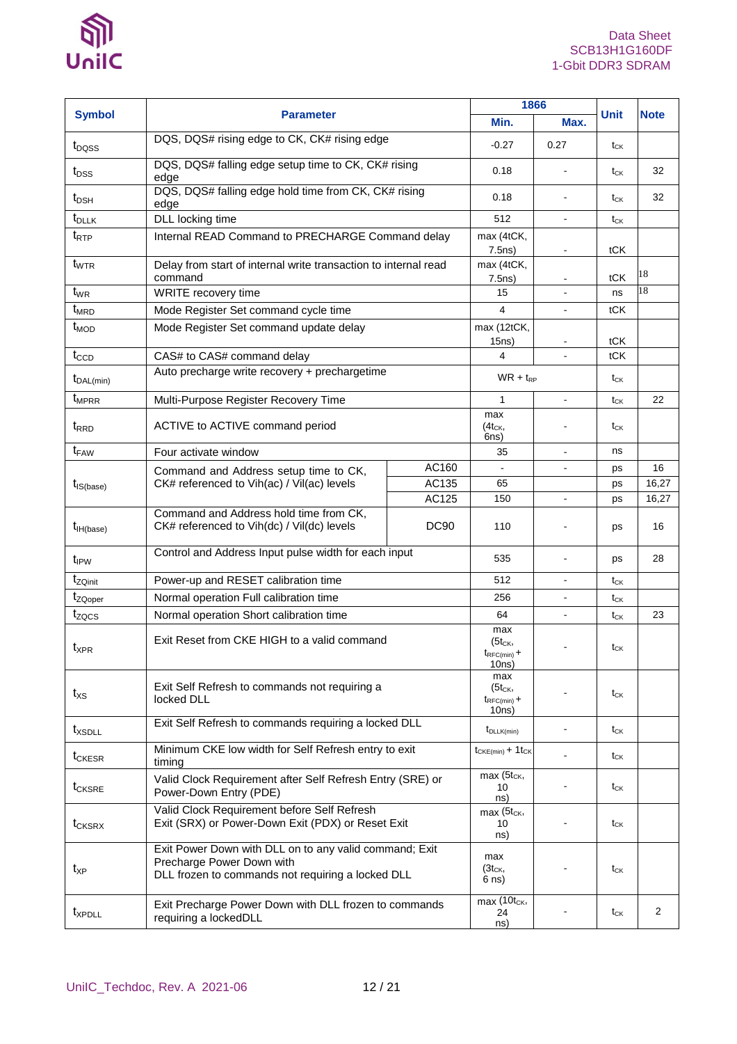| Symbol | Parameter | | 1866 | | Unit | Note |
|---|---|---|---|---|---|---|
| | | | Min. | Max. | | |
| $t_{DQSS}$ | DQS, DQS# rising edge to CK, CK# rising edge | | -0.27 | 0.27 | $t_{CK}$ | |
| $t_{DSS}$ | DQS, DQS# falling edge setup time to CK, CK# rising edge | | 0.18 | - | $t_{CK}$ | 32 |
| $t_{DSH}$ | DQS, DQS# falling edge hold time from CK, CK# rising edge | | 0.18 | - | $t_{CK}$ | 32 |
| $t_{DLLK}$ | DLL locking time | | 512 | - | $t_{CK}$ | |
| $t_{RTP}$ | Internal READ Command to PRECHARGE Command delay | | max (4tCK, 7.5ns) | - | tCK | |
| $t_{WTR}$ | Delay from start of internal write transaction to internal read command | | max (4tCK, 7.5ns) | - | tCK | 18 |
| $t_{WR}$ | WRITE recovery time | | 15 | - | ns | 18 |
| $t_{MRD}$ | Mode Register Set command cycle time | | 4 | - | tCK | |
| $t_{MOD}$ | Mode Register Set command update delay | | max (12tCK, 15ns) | - | tCK | |
| $t_{CCD}$ | CAS# to CAS# command delay | | 4 | - | tCK | |
| $t_{DAL(min)}$ | Auto precharge write recovery + prechargetime | | WR + $t_{RP}$ | | $t_{CK}$ | |
| $t_{MPRR}$ | Multi-Purpose Register Recovery Time | | 1 | - | $t_{CK}$ | 22 |
| $t_{RRD}$ | ACTIVE to ACTIVE command period | | max ($4t_{CK}$, 6ns) | - | $t_{CK}$ | |
| $t_{FAW}$ | Four activate window | | 35 | - | ns | |
| $t_{IS(base)}$ | Command and Address setup time to CK, CK# referenced to Vih(ac) / Vil(ac) levels | AC160 | - | - | ps | 16 |
| | | AC135 | 65 | | ps | 16,27 |
| | | AC125 | 150 | - | ps | 16,27 |
| $t_{IH(base)}$ | Command and Address hold time from CK, CK# referenced to Vih(dc) / Vil(dc) levels | DC90 | 110 | - | ps | 16 |
| $t_{IPW}$ | Control and Address Input pulse width for each input | | 535 | - | ps | 28 |
| $t_{ZQinit}$ | Power-up and RESET calibration time | | 512 | - | $t_{CK}$ | |
| $t_{ZQoper}$ | Normal operation Full calibration time | | 256 | - | $t_{CK}$ | |
| $t_{ZQCS}$ | Normal operation Short calibration time | | 64 | - | $t_{CK}$ | 23 |
| $t_{XPR}$ | Exit Reset from CKE HIGH to a valid command | | max ($5t_{CK}$, $t_{RFC(min)}$ + 10ns) | - | $t_{CK}$ | |
| $t_{XS}$ | Exit Self Refresh to commands not requiring a locked DLL | | max ($5t_{CK}$, $t_{RFC(min)}$ + 10ns) | - | $t_{CK}$ | |
| $t_{XSDLL}$ | Exit Self Refresh to commands requiring a locked DLL | | $t_{DLLK(min)}$ | - | $t_{CK}$ | |
| $t_{CKESR}$ | Minimum CKE low width for Self Refresh entry to exit timing | | $t_{CKE(min)}$ + $1t_{CK}$ | - | $t_{CK}$ | |
| $t_{CKSRE}$ | Valid Clock Requirement after Self Refresh Entry (SRE) or Power-Down Entry (PDE) | | max ($5t_{CK}$, 10 ns) | - | $t_{CK}$ | |
| $t_{CKSRX}$ | Valid Clock Requirement before Self Refresh Exit (SRX) or Power-Down Exit (PDX) or Reset Exit | | max ($5t_{CK}$, 10 ns) | - | $t_{CK}$ | |
| $t_{XP}$ | Exit Power Down with DLL on to any valid command; Exit Precharge Power Down with DLL frozen to commands not requiring a locked DLL | | max ($3t_{CK}$, 6 ns) | - | $t_{CK}$ | |
| $t_{XPDLL}$ | Exit Precharge Power Down with DLL frozen to commands requiring a lockedDLL | | max ($10t_{CK}$, 24 ns) | - | $t_{CK}$ | 2 |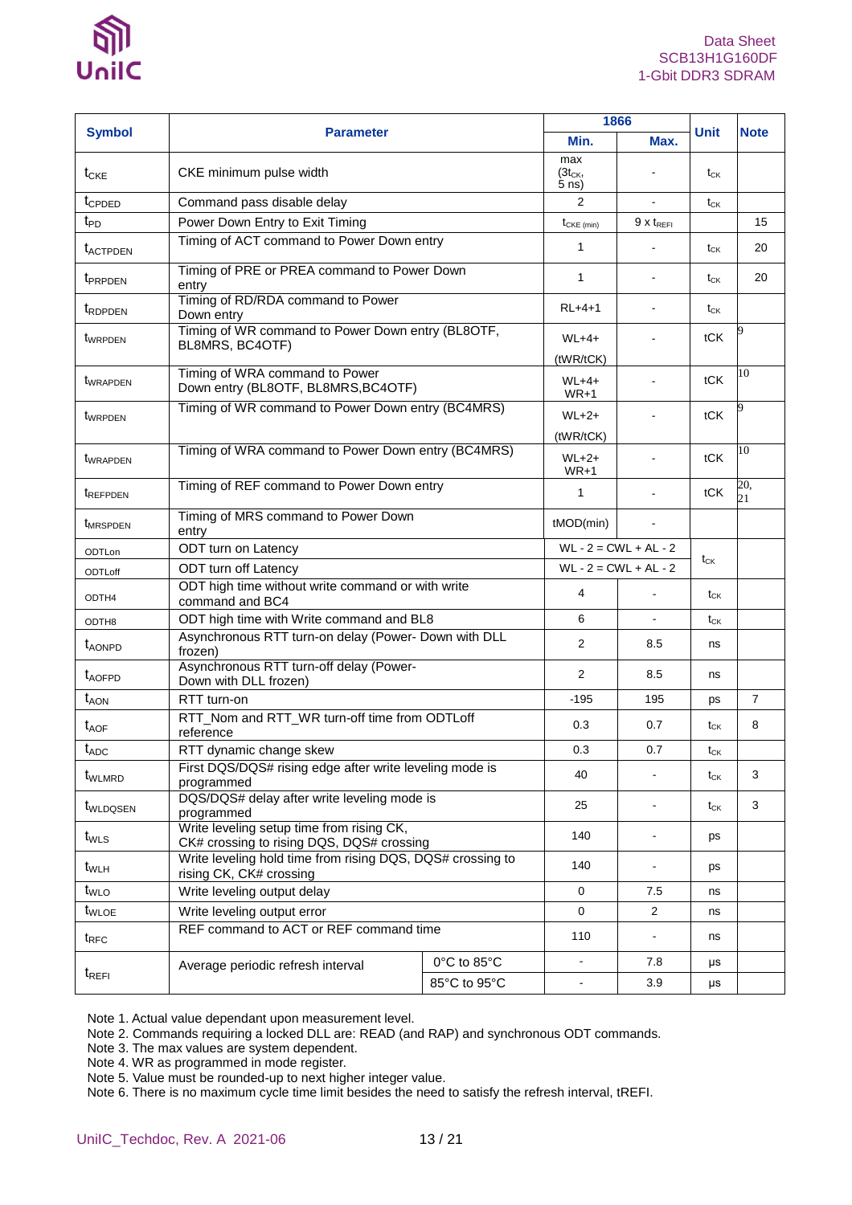| Symbol | Parameter | | 1866 | | Unit | Note |
|---|---|---|---|---|---|---|
| | | | Min. | Max. | | |
| $t_{CKE}$ | CKE minimum pulse width | | max ($3t_{CK}$, 5 ns) | - | $t_{CK}$ | |
| $t_{CPDED}$ | Command pass disable delay | | 2 | - | $t_{CK}$ | |
| $t_{PD}$ | Power Down Entry to Exit Timing | | $t_{CKE (min)}$ | 9 x $t_{REFI}$ | | 15 |
| $t_{ACTPDEN}$ | Timing of ACT command to Power Down entry | | 1 | - | $t_{CK}$ | 20 |
| $t_{PRPDEN}$ | Timing of PRE or PREA command to Power Down entry | | 1 | - | $t_{CK}$ | 20 |
| $t_{RDPDEN}$ | Timing of RD/RDA command to Power Down entry | | RL+4+1 | - | $t_{CK}$ | |
| $t_{WRPDEN}$ | Timing of WR command to Power Down entry (BL8OTF, BL8MRS, BC4OTF) | | WL+4+ (tWR/tCK) | - | tCK | 9 |
| $t_{WRAPDEN}$ | Timing of WRA command to Power Down entry (BL8OTF, BL8MRS,BC4OTF) | | WL+4+ WR+1 | - | tCK | 10 |
| $t_{WRPDEN}$ | Timing of WR command to Power Down entry (BC4MRS) | | WL+2+ (tWR/tCK) | - | tCK | 9 |
| $t_{WRAPDEN}$ | Timing of WRA command to Power Down entry (BC4MRS) | | WL+2+ WR+1 | - | tCK | 10 |
| $t_{REFPDEN}$ | Timing of REF command to Power Down entry | | 1 | - | tCK | 20, 21 |
| $t_{MRSPDEN}$ | Timing of MRS command to Power Down entry | | tMOD(min) | - | | |
| ODTLon | ODT turn on Latency | | WL - 2 = CWL + AL - 2 | | $t_{CK}$ | |
| ODTLoff | ODT turn off Latency | | WL - 2 = CWL + AL - 2 | | $t_{CK}$ | |
| ODTH4 | ODT high time without write command or with write command and BC4 | | 4 | - | $t_{CK}$ | |
| ODTH8 | ODT high time with Write command and BL8 | | 6 | - | $t_{CK}$ | |
| $t_{AONPD}$ | Asynchronous RTT turn-on delay (Power- Down with DLL frozen) | | 2 | 8.5 | ns | |
| $t_{AOFPD}$ | Asynchronous RTT turn-off delay (Power- Down with DLL frozen) | | 2 | 8.5 | ns | |
| $t_{AON}$ | RTT turn-on | | -195 | 195 | ps | 7 |
| $t_{AOF}$ | RTT_Nom and RTT_WR turn-off time from ODTLoff reference | | 0.3 | 0.7 | $t_{CK}$ | 8 |
| $t_{ADC}$ | RTT dynamic change skew | | 0.3 | 0.7 | $t_{CK}$ | |
| $t_{WLMRD}$ | First DQS/DQS# rising edge after write leveling mode is programmed | | 40 | - | $t_{CK}$ | 3 |
| $t_{WLDQSEN}$ | DQS/DQS# delay after write leveling mode is programmed | | 25 | - | $t_{CK}$ | 3 |
| $t_{WLS}$ | Write leveling setup time from rising CK, CK# crossing to rising DQS, DQS# crossing | | 140 | - | ps | |
| $t_{WLH}$ | Write leveling hold time from rising DQS, DQS# crossing to rising CK, CK# crossing | | 140 | - | ps | |
| $t_{WLO}$ | Write leveling output delay | | 0 | 7.5 | ns | |
| $t_{WLOE}$ | Write leveling output error | | 0 | 2 | ns | |
| $t_{RFC}$ | REF command to ACT or REF command time | | 110 | - | ns | |
| $t_{REFI}$ | Average periodic refresh interval | 0°C to 85°C | - | 7.8 | μs | |
| | | 85°C to 95°C | - | 3.9 | μs | |

Note 1. Actual value dependant upon measurement level.
Note 2. Commands requiring a locked DLL are: READ (and RAP) and synchronous ODT commands.
Note 3. The max values are system dependent.
Note 4. WR as programmed in mode register.
Note 5. Value must be rounded-up to next higher integer value.
Note 6. There is no maximum cycle time limit besides the need to satisfy the refresh interval, tREFI.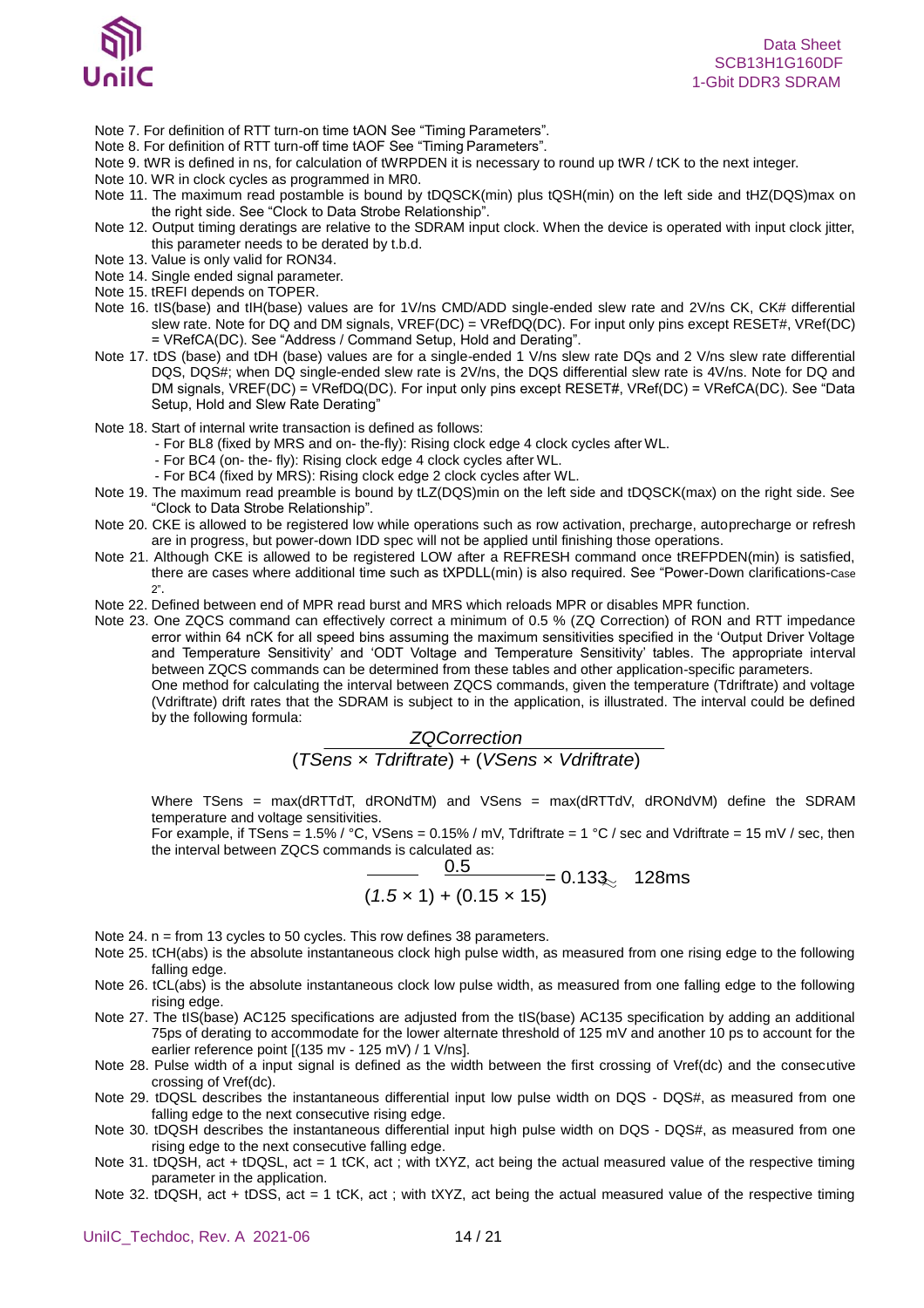Note 7. For definition of RTT turn-on time tAON See “Timing Parameters”.

Note 8. For definition of RTT turn-off time tAOF See “Timing Parameters”.

Note 9. tWR is defined in ns, for calculation of tWRPDEN it is necessary to round up tWR / tCK to the next integer.

Note 10. WR in clock cycles as programmed in MR0.

Note 11. The maximum read postamble is bound by tDQSCK(min) plus tQSH(min) on the left side and tHZ(DQS)max on the right side. See “Clock to Data Strobe Relationship”.

Note 12. Output timing deratings are relative to the SDRAM input clock. When the device is operated with input clock jitter, this parameter needs to be derated by t.b.d.

Note 13. Value is only valid for RON34.

Note 14. Single ended signal parameter.

Note 15. tREFI depends on TOPER.

Note 16. tIS(base) and tIH(base) values are for 1V/ns CMD/ADD single-ended slew rate and 2V/ns CK, CK# differential slew rate. Note for DQ and DM signals, VREF(DC) = VRefDQ(DC). For input only pins except RESET#, VRef(DC) = VRefCA(DC). See “Address / Command Setup, Hold and Derating”.

Note 17. tDS (base) and tDH (base) values are for a single-ended 1 V/ns slew rate DQs and 2 V/ns slew rate differential DQS, DQS#; when DQ single-ended slew rate is 2V/ns, the DQS differential slew rate is 4V/ns. Note for DQ and DM signals, VREF(DC) = VRefDQ(DC). For input only pins except RESET#, VRef(DC) = VRefCA(DC). See “Data Setup, Hold and Slew Rate Derating”

Note 18. Start of internal write transaction is defined as follows:
- For BL8 (fixed by MRS and on- the-fly): Rising clock edge 4 clock cycles after WL.
- For BC4 (on- the- fly): Rising clock edge 4 clock cycles after WL.
- For BC4 (fixed by MRS): Rising clock edge 2 clock cycles after WL.

Note 19. The maximum read preamble is bound by tLZ(DQS)min on the left side and tDQSCK(max) on the right side. See “Clock to Data Strobe Relationship”.

Note 20. CKE is allowed to be registered low while operations such as row activation, precharge, autoprecharge or refresh are in progress, but power-down IDD spec will not be applied until finishing those operations.

Note 21. Although CKE is allowed to be registered LOW after a REFRESH command once tREFPDEN(min) is satisfied, there are cases where additional time such as tXPDLL(min) is also required. See “Power-Down clarifications-Case 2”.

Note 22. Defined between end of MPR read burst and MRS which reloads MPR or disables MPR function.

Note 23. One ZQCS command can effectively correct a minimum of 0.5 % (ZQ Correction) of RON and RTT impedance error within 64 nCK for all speed bins assuming the maximum sensitivities specified in the ‘Output Driver Voltage and Temperature Sensitivity’ and ‘ODT Voltage and Temperature Sensitivity’ tables. The appropriate interval between ZQCS commands can be determined from these tables and other application-specific parameters.
One method for calculating the interval between ZQCS commands, given the temperature (Tdriftrate) and voltage (Vdriftrate) drift rates that the SDRAM is subject to in the application, is illustrated. The interval could be defined by the following formula:

$$\frac{ZQCorrection}{(TSens \times Tdriftrate) + (VSens \times Vdriftrate)}$$

Where TSens = max(dRTTdT, dRONdTM) and VSens = max(dRTTdV, dRONdVM) define the SDRAM temperature and voltage sensitivities.
For example, if TSens = 1.5% / °C, VSens = 0.15% / mV, Tdriftrate = 1 °C / sec and Vdriftrate = 15 mV / sec, then the interval between ZQCS commands is calculated as:

$$\frac{0.5}{(1.5 \times 1) + (0.15 \times 15)} = 0.133 \approx 128\text{ms}$$

Note 24. n = from 13 cycles to 50 cycles. This row defines 38 parameters.

Note 25. tCH(abs) is the absolute instantaneous clock high pulse width, as measured from one rising edge to the following falling edge.

Note 26. tCL(abs) is the absolute instantaneous clock low pulse width, as measured from one falling edge to the following rising edge.

Note 27. The tIS(base) AC125 specifications are adjusted from the tIS(base) AC135 specification by adding an additional 75ps of derating to accommodate for the lower alternate threshold of 125 mV and another 10 ps to account for the earlier reference point [(135 mv - 125 mV) / 1 V/ns].

Note 28. Pulse width of a input signal is defined as the width between the first crossing of Vref(dc) and the consecutive crossing of Vref(dc).

Note 29. tDQSL describes the instantaneous differential input low pulse width on DQS - DQS#, as measured from one falling edge to the next consecutive rising edge.

Note 30. tDQSH describes the instantaneous differential input high pulse width on DQS - DQS#, as measured from one rising edge to the next consecutive falling edge.

Note 31. tDQSH, act + tDQSL, act = 1 tCK, act ; with tXYZ, act being the actual measured value of the respective timing parameter in the application.

Note 32. tDQSH, act + tDSS, act = 1 tCK, act ; with tXYZ, act being the actual measured value of the respective timing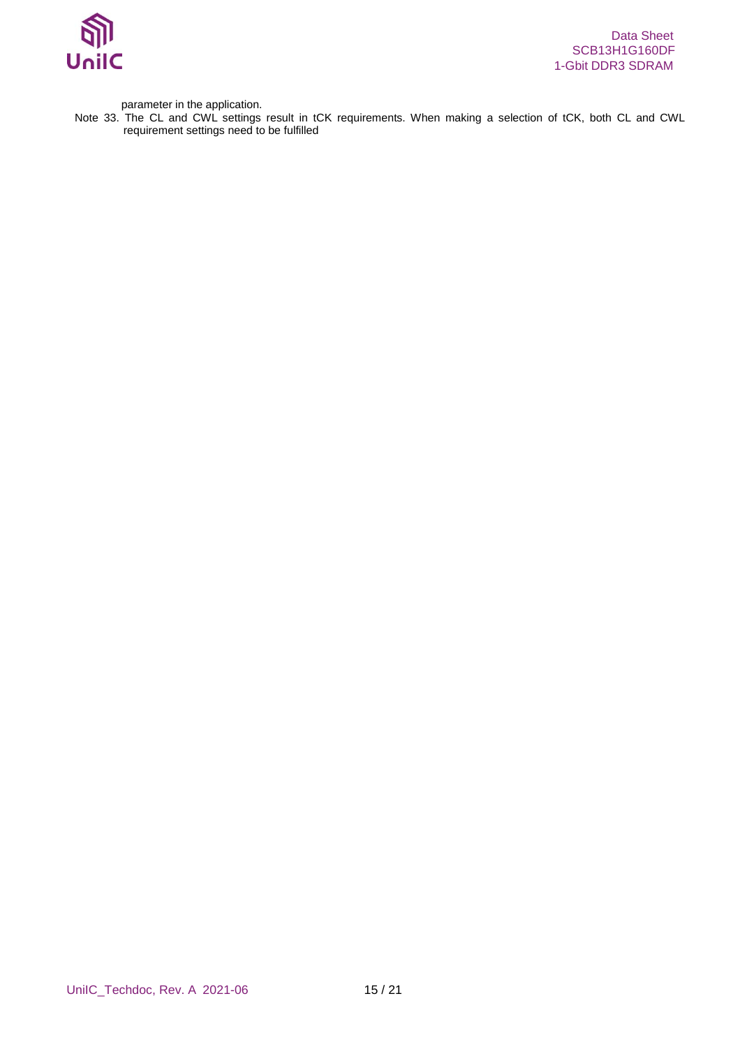parameter in the application.

Note 33. The CL and CWL settings result in tCK requirements. When making a selection of tCK, both CL and CWL requirement settings need to be fulfilled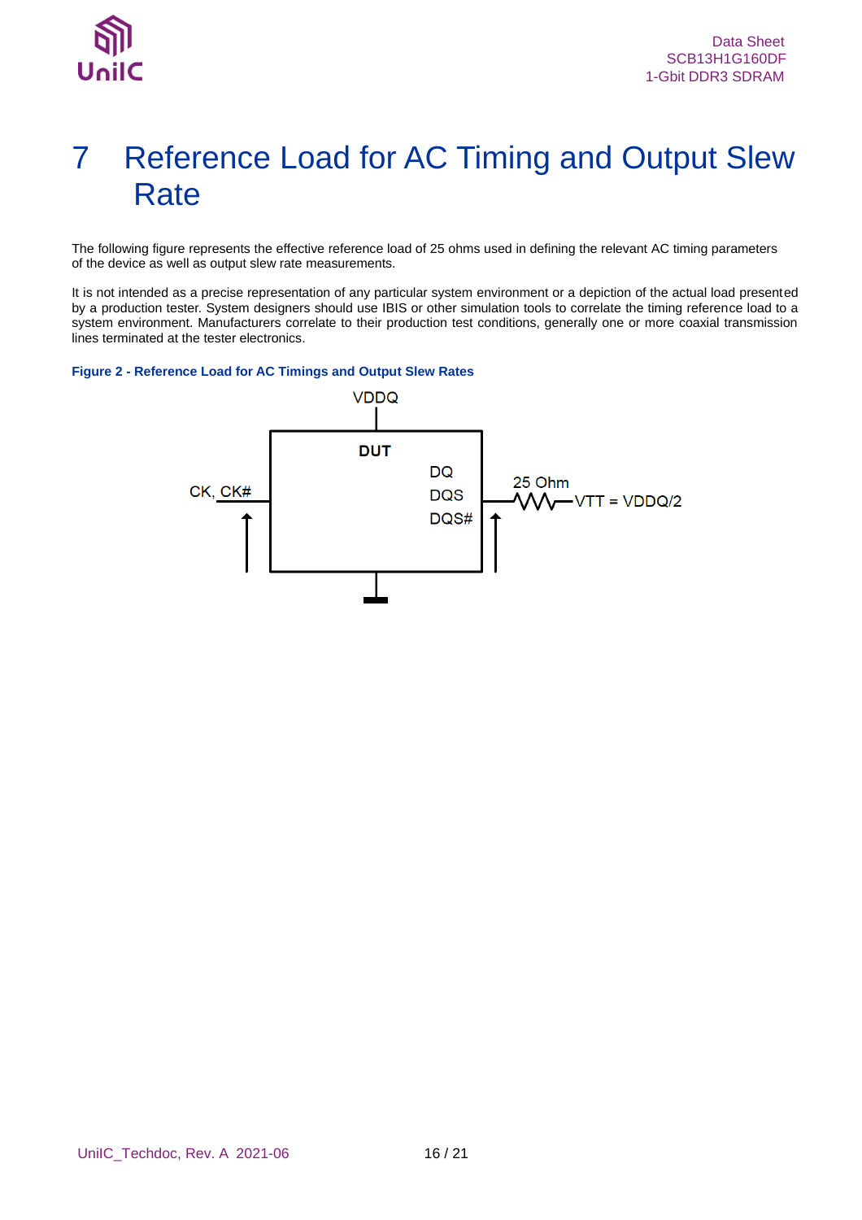# 7 Reference Load for AC Timing and Output Slew Rate

The following figure represents the effective reference load of 25 ohms used in defining the relevant AC timing parameters of the device as well as output slew rate measurements.

It is not intended as a precise representation of any particular system environment or a depiction of the actual load presented by a production tester. System designers should use IBIS or other simulation tools to correlate the timing reference load to a system environment. Manufacturers correlate to their production test conditions, generally one or more coaxial transmission lines terminated at the tester electronics.

**Figure 2 - Reference Load for AC Timings and Output Slew Rates**

VDDQ

DUT

CK, CK#

DQ
DQS
DQS#

25 Ohm

VTT = VDDQ/2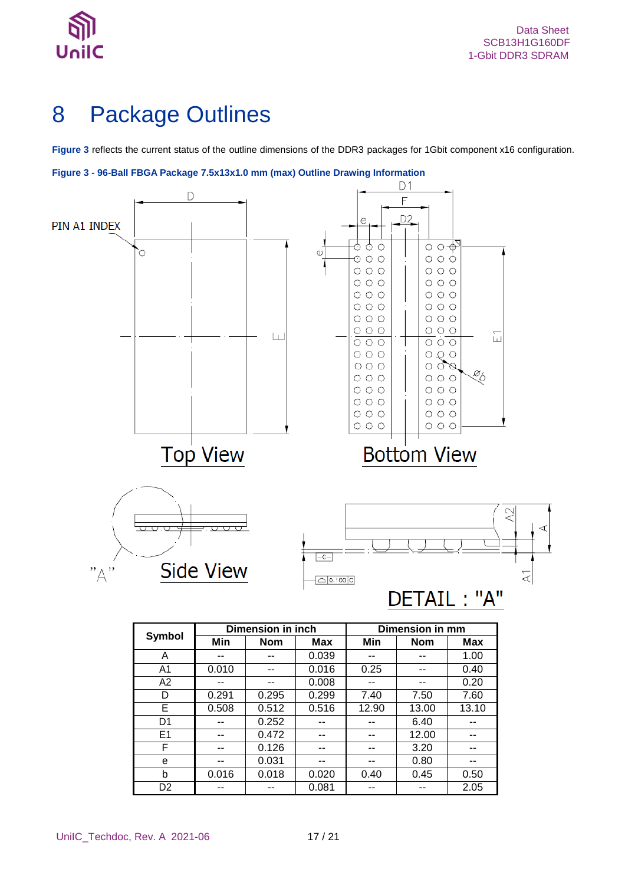# 8 Package Outlines

**Figure 3** reflects the current status of the outline dimensions of the DDR3 packages for 1Gbit component x16 configuration.

**Figure 3 - 96-Ball FBGA Package 7.5x13x1.0 mm (max) Outline Drawing Information**

| Symbol | Dimension in inch | | | Dimension in mm | | |
|---|---|---|---|---|---|---|
| | Min | Nom | Max | Min | Nom | Max |
| A | -- | -- | 0.039 | -- | -- | 1.00 |
| A1 | 0.010 | -- | 0.016 | 0.25 | -- | 0.40 |
| A2 | -- | -- | 0.008 | -- | -- | 0.20 |
| D | 0.291 | 0.295 | 0.299 | 7.40 | 7.50 | 7.60 |
| E | 0.508 | 0.512 | 0.516 | 12.90 | 13.00 | 13.10 |
| D1 | -- | 0.252 | -- | -- | 6.40 | -- |
| E1 | -- | 0.472 | -- | -- | 12.00 | -- |
| F | -- | 0.126 | -- | -- | 3.20 | -- |
| e | -- | 0.031 | -- | -- | 0.80 | -- |
| b | 0.016 | 0.018 | 0.020 | 0.40 | 0.45 | 0.50 |
| D2 | -- | -- | 0.081 | -- | -- | 2.05 |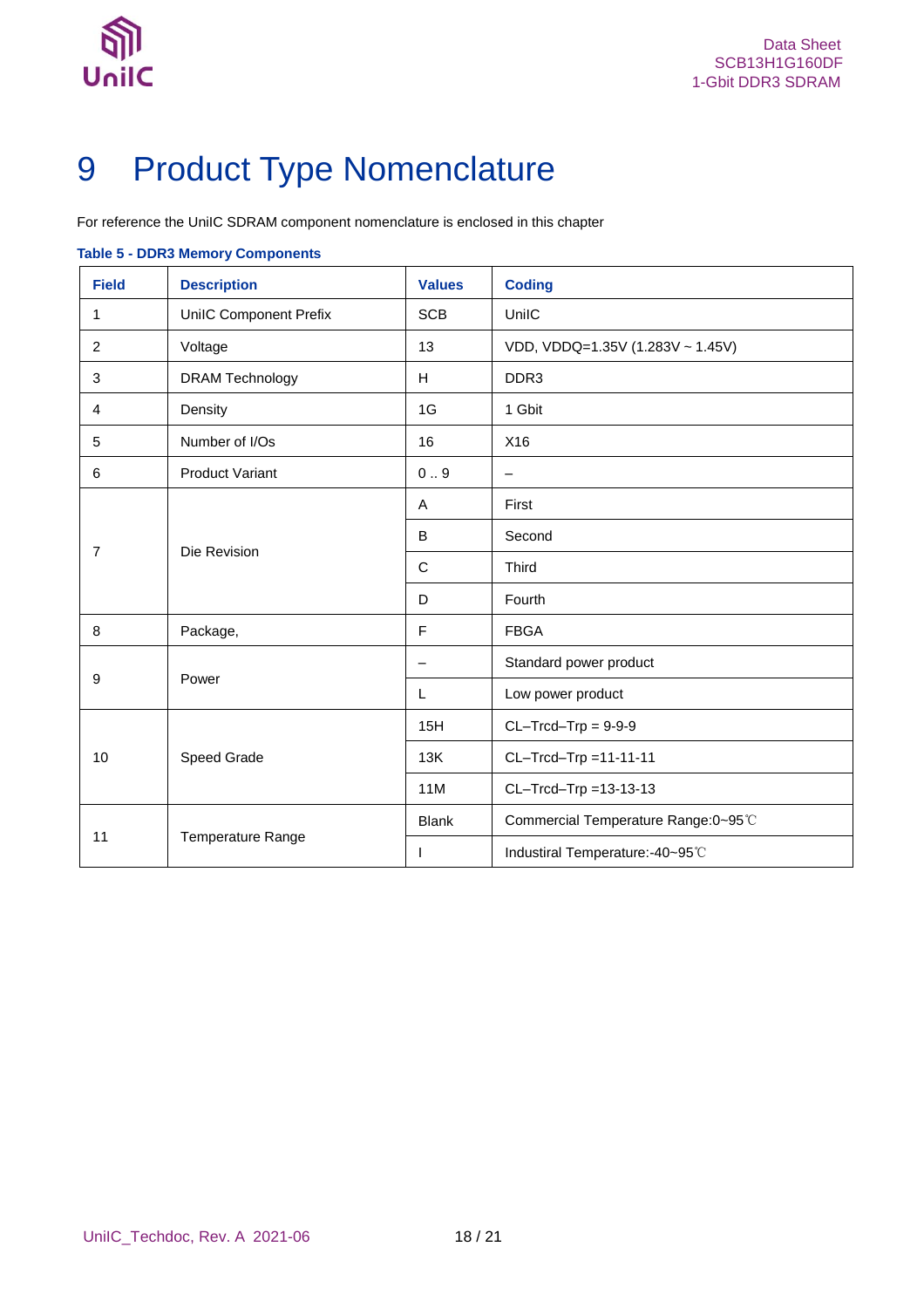# 9 Product Type Nomenclature

For reference the UniIC SDRAM component nomenclature is enclosed in this chapter

**Table 5 - DDR3 Memory Components**

| Field | Description | Values | Coding |
|---|---|---|---|
| 1 | UniIC Component Prefix | SCB | UniIC |
| 2 | Voltage | 13 | VDD, VDDQ=1.35V (1.283V ~ 1.45V) |
| 3 | DRAM Technology | H | DDR3 |
| 4 | Density | 1G | 1 Gbit |
| 5 | Number of I/Os | 16 | X16 |
| 6 | Product Variant | 0 .. 9 | – |
| 7 | Die Revision | A | First |
| | | B | Second |
| | | C | Third |
| | | D | Fourth |
| 8 | Package, | F | FBGA |
| 9 | Power | – | Standard power product |
| | | L | Low power product |
| 10 | Speed Grade | 15H | CL–Trcd–Trp = 9-9-9 |
| | | 13K | CL–Trcd–Trp =11-11-11 |
| | | 11M | CL–Trcd–Trp =13-13-13 |
| 11 | Temperature Range | Blank | Commercial Temperature Range:0~95℃ |
| | | I | Industrial Temperature:-40~95℃ |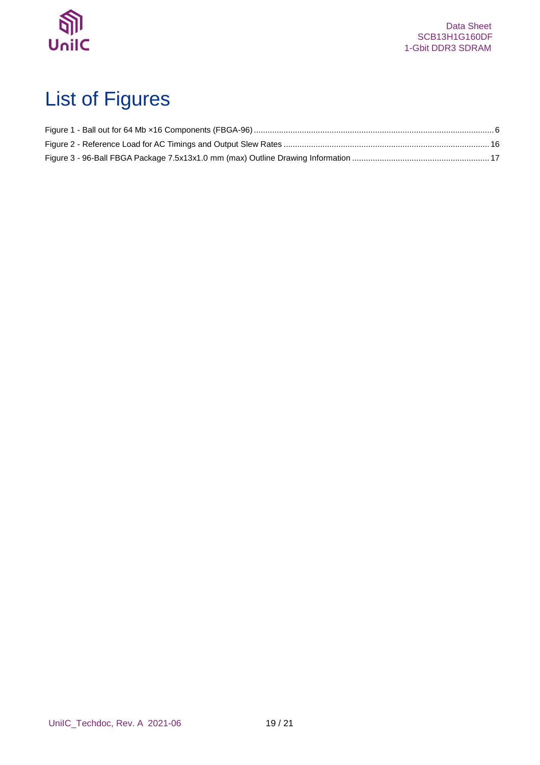# List of Figures

Figure 1 - Ball out for 64 Mb ×16 Components (FBGA-96) ........................................................ 6
Figure 2 - Reference Load for AC Timings and Output Slew Rates ........................................................ 16
Figure 3 - 96-Ball FBGA Package 7.5x13x1.0 mm (max) Outline Drawing Information ........................................................ 17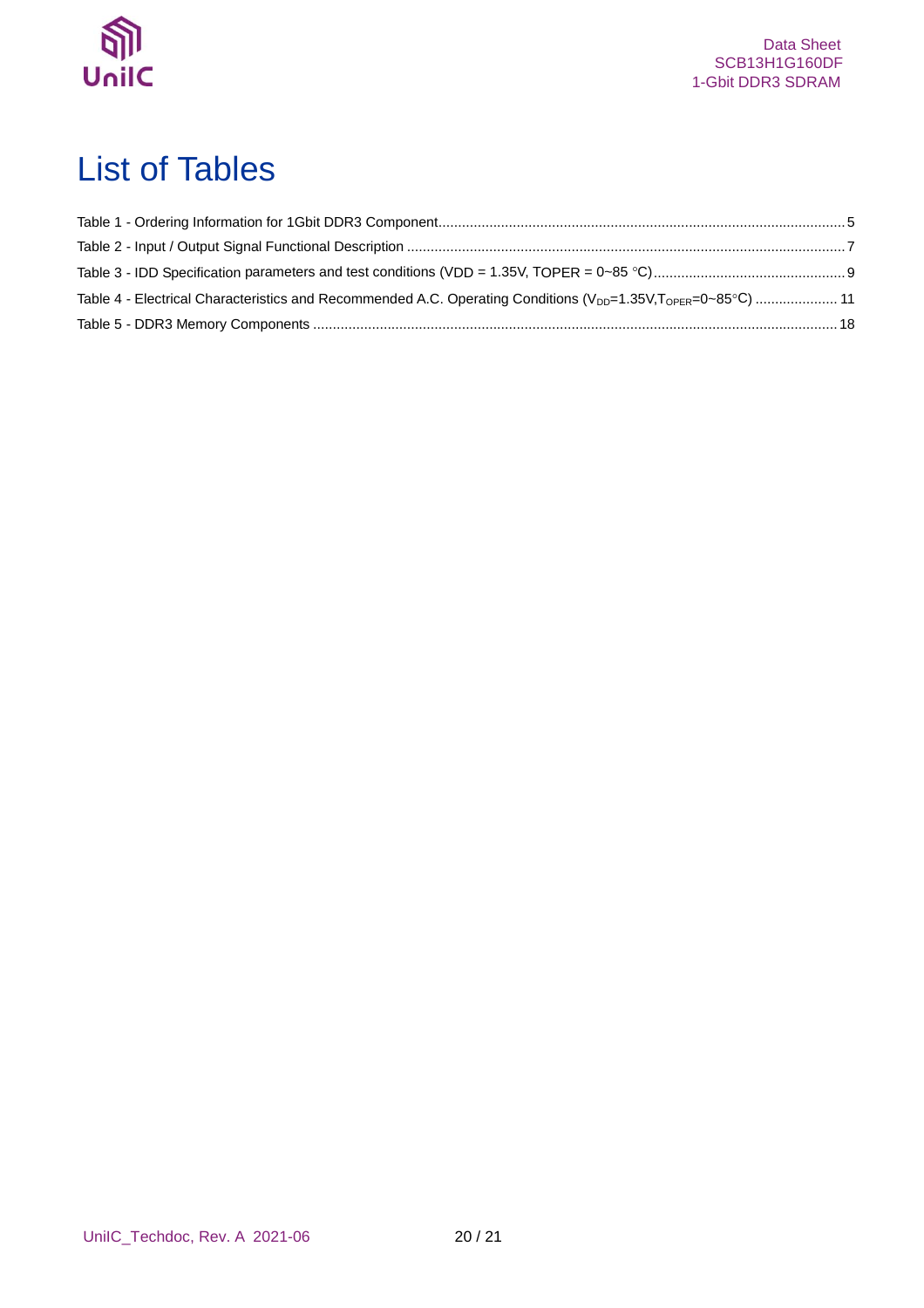# List of Tables

Table 1 - Ordering Information for 1Gbit DDR3 Component........................................................................................................5

Table 2 - Input / Output Signal Functional Description ................................................................................................................7

Table 3 - IDD Specification parameters and test conditions (VDD = 1.35V, TOPER = 0~85 °C)..................................................9

Table 4 - Electrical Characteristics and Recommended A.C. Operating Conditions ($V_{DD}$=1.35V,$T_{OPER}$=0~85°C) ..................... 11

Table 5 - DDR3 Memory Components ......................................................................................................................................18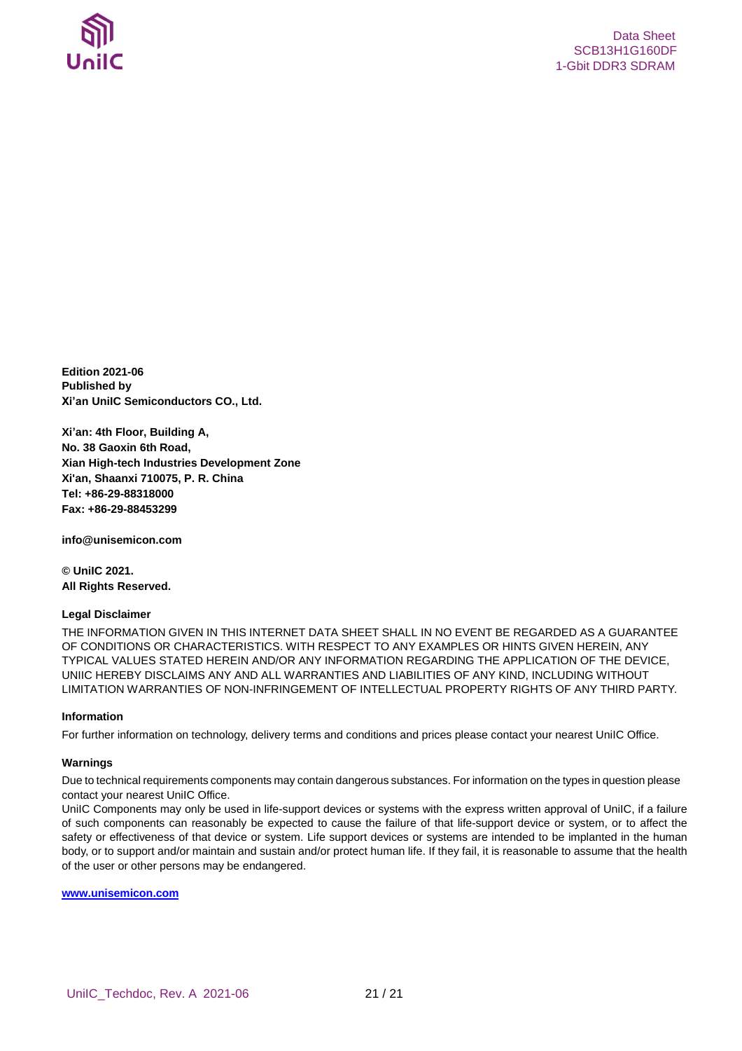**Edition 2021-06**
**Published by**
**Xi'an UniIC Semiconductors CO., Ltd.**

**Xi'an: 4th Floor, Building A,**
**No. 38 Gaoxin 6th Road,**
**Xian High-tech Industries Development Zone**
**Xi'an, Shaanxi 710075, P. R. China**
**Tel: +86-29-88318000**
**Fax: +86-29-88453299**

**info@unisemicon.com**

**© UniIC 2021.**
**All Rights Reserved.**

**Legal Disclaimer**

THE INFORMATION GIVEN IN THIS INTERNET DATA SHEET SHALL IN NO EVENT BE REGARDED AS A GUARANTEE OF CONDITIONS OR CHARACTERISTICS. WITH RESPECT TO ANY EXAMPLES OR HINTS GIVEN HEREIN, ANY TYPICAL VALUES STATED HEREIN AND/OR ANY INFORMATION REGARDING THE APPLICATION OF THE DEVICE, UNIIC HEREBY DISCLAIMS ANY AND ALL WARRANTIES AND LIABILITIES OF ANY KIND, INCLUDING WITHOUT LIMITATION WARRANTIES OF NON-INFRINGEMENT OF INTELLECTUAL PROPERTY RIGHTS OF ANY THIRD PARTY.

**Information**

For further information on technology, delivery terms and conditions and prices please contact your nearest UniIC Office.

**Warnings**

Due to technical requirements components may contain dangerous substances. For information on the types in question please contact your nearest UniIC Office.
UniIC Components may only be used in life-support devices or systems with the express written approval of UniIC, if a failure of such components can reasonably be expected to cause the failure of that life-support device or system, or to affect the safety or effectiveness of that device or system. Life support devices or systems are intended to be implanted in the human body, or to support and/or maintain and sustain and/or protect human life. If they fail, it is reasonable to assume that the health of the user or other persons may be endangered.

**www.unisemicon.com**